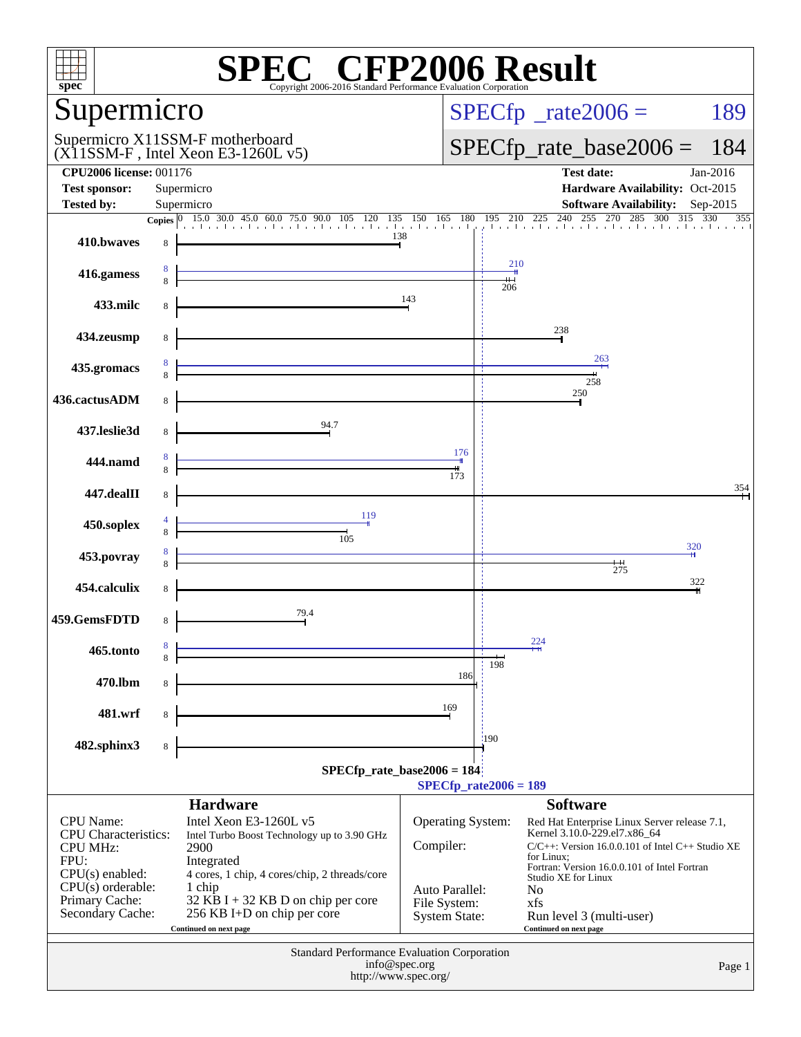# SPEC CFP2006 Result

Copyright 2006-2016 Standard Performance Evaluation Corporation

## Supermicro

Supermicro X11SSM-F motherboard
(X11SSM-F , Intel Xeon E3-1260L v5)

SPECfp_rate2006 = 189

SPECfp_rate_base2006 = 184

| | | | |
|---|---|---|---|
| **CPU2006 license:** 001176 | | **Test date:** | Jan-2016 |
| **Test sponsor:** | Supermicro | **Hardware Availability:** | Oct-2015 |
| **Tested by:** | Supermicro | **Software Availability:** | Sep-2015 |

| Benchmark | Copies (peak) | Peak | Copies (base) | Base |
|---|---|---|---|---|
| 410.bwaves | | | 8 | 138 |
| 416.gamess | 8 | 210 | 8 | 206 |
| 433.milc | | | 8 | 143 |
| 434.zeusmp | | | 8 | 238 |
| 435.gromacs | 8 | 263 | 8 | 258 |
| 436.cactusADM | | | 8 | 250 |
| 437.leslie3d | | | 8 | 94.7 |
| 444.namd | 8 | 176 | 8 | 173 |
| 447.dealII | | | 8 | 354 |
| 450.soplex | 4 | 119 | 8 | 105 |
| 453.povray | 8 | 320 | 8 | 275 |
| 454.calculix | | | 8 | 322 |
| 459.GemsFDTD | | | 8 | 79.4 |
| 465.tonto | 8 | 224 | 8 | 198 |
| 470.lbm | | | 8 | 186 |
| 481.wrf | | | 8 | 169 |
| 482.sphinx3 | | | 8 | 190 |

SPECfp_rate_base2006 = 184

SPECfp_rate2006 = 189

## Hardware

| | |
|---|---|
| CPU Name: | Intel Xeon E3-1260L v5 |
| CPU Characteristics: | Intel Turbo Boost Technology up to 3.90 GHz |
| CPU MHz: | 2900 |
| FPU: | Integrated |
| CPU(s) enabled: | 4 cores, 1 chip, 4 cores/chip, 2 threads/core |
| CPU(s) orderable: | 1 chip |
| Primary Cache: | 32 KB I + 32 KB D on chip per core |
| Secondary Cache: | 256 KB I+D on chip per core |

Continued on next page

## Software

| | |
|---|---|
| Operating System: | Red Hat Enterprise Linux Server release 7.1, Kernel 3.10.0-229.el7.x86_64 |
| Compiler: | C/C++: Version 16.0.0.101 of Intel C++ Studio XE for Linux; Fortran: Version 16.0.0.101 of Intel Fortran Studio XE for Linux |
| Auto Parallel: | No |
| File System: | xfs |
| System State: | Run level 3 (multi-user) |

Continued on next page

Standard Performance Evaluation Corporation
info@spec.org
http://www.spec.org/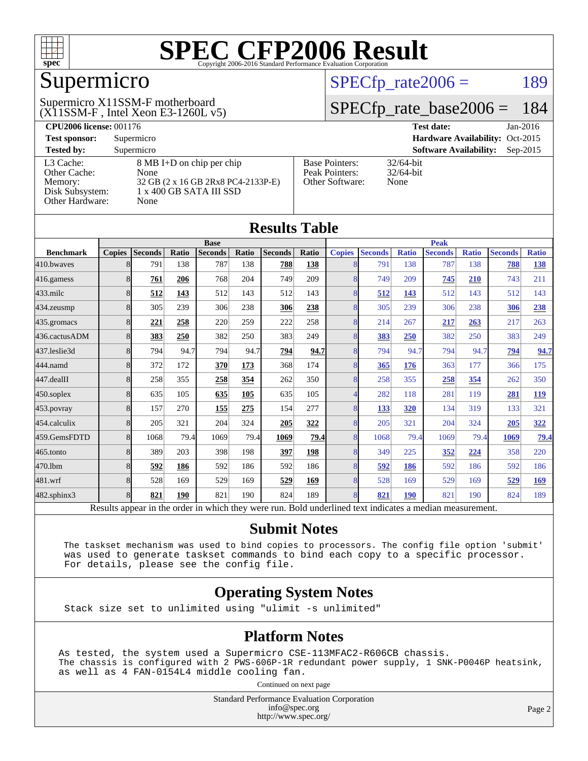# SPEC CFP2006 Result

Copyright 2006-2016 Standard Performance Evaluation Corporation

## Supermicro

Supermicro X11SSM-F motherboard
(X11SSM-F , Intel Xeon E3-1260L v5)

SPECfp_rate2006 = 189

SPECfp_rate_base2006 = 184

**CPU2006 license:** 001176 | **Test date:** Jan-2016
**Test sponsor:** Supermicro | **Hardware Availability:** Oct-2015
**Tested by:** Supermicro | **Software Availability:** Sep-2015

| | |
|---|---|
| L3 Cache: | 8 MB I+D on chip per chip |
| Other Cache: | None |
| Memory: | 32 GB (2 x 16 GB 2Rx8 PC4-2133P-E) |
| Disk Subsystem: | 1 x 400 GB SATA III SSD |
| Other Hardware: | None |

| | |
|---|---|
| Base Pointers: | 32/64-bit |
| Peak Pointers: | 32/64-bit |
| Other Software: | None |

## Results Table

| Benchmark | Base | | | | | | | Peak | | | | | | |
|---|---|---|---|---|---|---|---|---|---|---|---|---|---|---|
| | Copies | Seconds | Ratio | Seconds | Ratio | Seconds | Ratio | Copies | Seconds | Ratio | Seconds | Ratio | Seconds | Ratio |
| 410.bwaves | 8 | 791 | 138 | 787 | 138 | **788** | **138** | 8 | 791 | 138 | 787 | 138 | **788** | **138** |
| 416.gamess | 8 | **761** | **206** | 768 | 204 | 749 | 209 | 8 | 749 | 209 | **745** | **210** | 743 | 211 |
| 433.milc | 8 | **512** | **143** | 512 | 143 | 512 | 143 | 8 | **512** | **143** | 512 | 143 | 512 | 143 |
| 434.zeusmp | 8 | 305 | 239 | 306 | 238 | **306** | **238** | 8 | 305 | 239 | 306 | 238 | **306** | **238** |
| 435.gromacs | 8 | **221** | **258** | 220 | 259 | 222 | 258 | 8 | 214 | 267 | **217** | **263** | 217 | 263 |
| 436.cactusADM | 8 | **383** | **250** | 382 | 250 | 383 | 249 | 8 | **383** | **250** | 382 | 250 | 383 | 249 |
| 437.leslie3d | 8 | 794 | 94.7 | 794 | 94.7 | **794** | **94.7** | 8 | 794 | 94.7 | 794 | 94.7 | **794** | **94.7** |
| 444.namd | 8 | 372 | 172 | **370** | **173** | 368 | 174 | 8 | **365** | **176** | 363 | 177 | 366 | 175 |
| 447.dealII | 8 | 258 | 355 | **258** | **354** | 262 | 350 | 8 | 258 | 355 | **258** | **354** | 262 | 350 |
| 450.soplex | 8 | 635 | 105 | **635** | **105** | 635 | 105 | 4 | 282 | 118 | 281 | 119 | **281** | **119** |
| 453.povray | 8 | 157 | 270 | **155** | **275** | 154 | 277 | 8 | **133** | **320** | 134 | 319 | 133 | 321 |
| 454.calculix | 8 | 205 | 321 | 204 | 324 | **205** | **322** | 8 | 205 | 321 | 204 | 324 | **205** | **322** |
| 459.GemsFDTD | 8 | 1068 | 79.4 | 1069 | 79.4 | **1069** | **79.4** | 8 | 1068 | 79.4 | 1069 | 79.4 | **1069** | **79.4** |
| 465.tonto | 8 | 389 | 203 | 398 | 198 | **397** | **198** | 8 | 349 | 225 | **352** | **224** | 358 | 220 |
| 470.lbm | 8 | **592** | **186** | 592 | 186 | 592 | 186 | 8 | **592** | **186** | 592 | 186 | 592 | 186 |
| 481.wrf | 8 | 528 | 169 | 529 | 169 | **529** | **169** | 8 | 528 | 169 | 529 | 169 | **529** | **169** |
| 482.sphinx3 | 8 | **821** | **190** | 821 | 190 | 824 | 189 | 8 | **821** | **190** | 821 | 190 | 824 | 189 |

Results appear in the order in which they were run. Bold underlined text indicates a median measurement.

## Submit Notes

```
The taskset mechanism was used to bind copies to processors. The config file option 'submit'
was used to generate taskset commands to bind each copy to a specific processor.
For details, please see the config file.
```

## Operating System Notes

```
Stack size set to unlimited using "ulimit -s unlimited"
```

## Platform Notes

```
As tested, the system used a Supermicro CSE-113MFAC2-R606CB chassis.
The chassis is configured with 2 PWS-606P-1R redundant power supply, 1 SNK-P0046P heatsink,
as well as 4 FAN-0154L4 middle cooling fan.
```

Continued on next page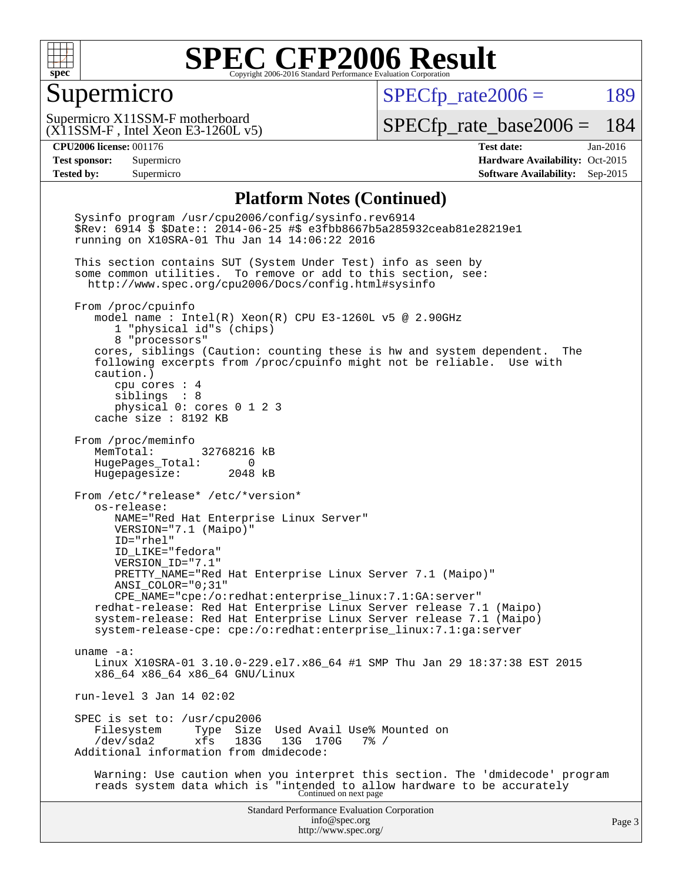## Platform Notes (Continued)

```
Sysinfo program /usr/cpu2006/config/sysinfo.rev6914
$Rev: 6914 $ $Date:: 2014-06-25 #$ e3fbb8667b5a285932ceab81e28219e1
running on X10SRA-01 Thu Jan 14 14:06:22 2016

This section contains SUT (System Under Test) info as seen by
some common utilities.  To remove or add to this section, see:
  http://www.spec.org/cpu2006/Docs/config.html#sysinfo

From /proc/cpuinfo
   model name : Intel(R) Xeon(R) CPU E3-1260L v5 @ 2.90GHz
      1 "physical id"s (chips)
      8 "processors"
   cores, siblings (Caution: counting these is hw and system dependent.  The
   following excerpts from /proc/cpuinfo might not be reliable.  Use with
   caution.)
      cpu cores : 4
      siblings  : 8
      physical 0: cores 0 1 2 3
   cache size : 8192 KB

From /proc/meminfo
   MemTotal:       32768216 kB
   HugePages_Total:       0
   Hugepagesize:       2048 kB

From /etc/*release* /etc/*version*
   os-release:
      NAME="Red Hat Enterprise Linux Server"
      VERSION="7.1 (Maipo)"
      ID="rhel"
      ID_LIKE="fedora"
      VERSION_ID="7.1"
      PRETTY_NAME="Red Hat Enterprise Linux Server 7.1 (Maipo)"
      ANSI_COLOR="0;31"
      CPE_NAME="cpe:/o:redhat:enterprise_linux:7.1:GA:server"
   redhat-release: Red Hat Enterprise Linux Server release 7.1 (Maipo)
   system-release: Red Hat Enterprise Linux Server release 7.1 (Maipo)
   system-release-cpe: cpe:/o:redhat:enterprise_linux:7.1:ga:server

uname -a:
   Linux X10SRA-01 3.10.0-229.el7.x86_64 #1 SMP Thu Jan 29 18:37:38 EST 2015
   x86_64 x86_64 x86_64 GNU/Linux

run-level 3 Jan 14 02:02

SPEC is set to: /usr/cpu2006
   Filesystem     Type  Size  Used Avail Use% Mounted on
   /dev/sda2      xfs   183G   13G  170G   7% /
Additional information from dmidecode:

   Warning: Use caution when you interpret this section. The 'dmidecode' program
   reads system data which is "intended to allow hardware to be accurately
```

Continued on next page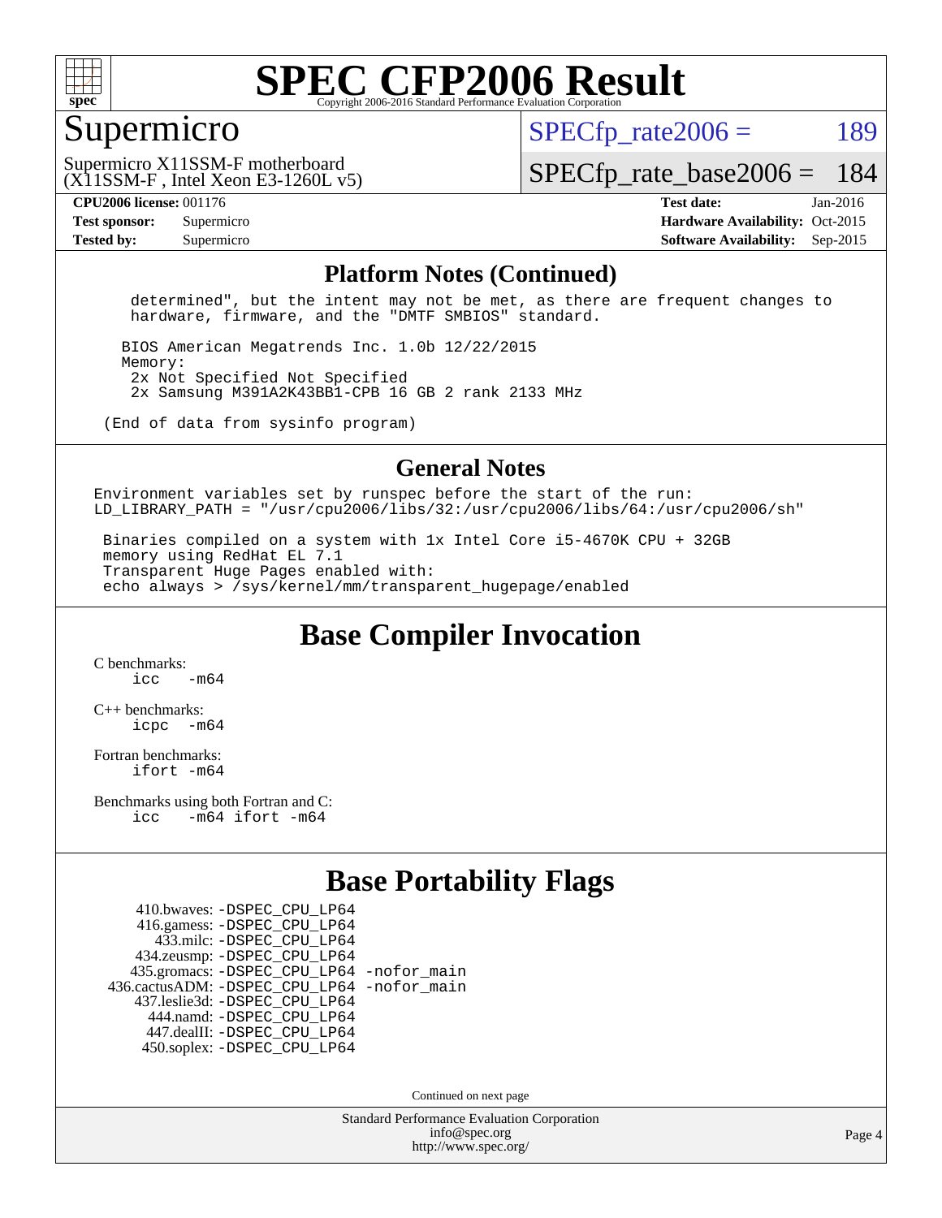# SPEC CFP2006 Result

Copyright 2006-2016 Standard Performance Evaluation Corporation

## Supermicro

Supermicro X11SSM-F motherboard
(X11SSM-F , Intel Xeon E3-1260L v5)

SPECfp_rate2006 = 189

SPECfp_rate_base2006 = 184

**CPU2006 license:** 001176
**Test sponsor:** Supermicro
**Tested by:** Supermicro

**Test date:** Jan-2016
**Hardware Availability:** Oct-2015
**Software Availability:** Sep-2015

## Platform Notes (Continued)

```
    determined", but the intent may not be met, as there are frequent changes to
    hardware, firmware, and the "DMTF SMBIOS" standard.

   BIOS American Megatrends Inc. 1.0b 12/22/2015
   Memory:
    2x Not Specified Not Specified
    2x Samsung M391A2K43BB1-CPB 16 GB 2 rank 2133 MHz

 (End of data from sysinfo program)
```

## General Notes

```
Environment variables set by runspec before the start of the run:
LD_LIBRARY_PATH = "/usr/cpu2006/libs/32:/usr/cpu2006/libs/64:/usr/cpu2006/sh"

 Binaries compiled on a system with 1x Intel Core i5-4670K CPU + 32GB
 memory using RedHat EL 7.1
 Transparent Huge Pages enabled with:
 echo always > /sys/kernel/mm/transparent_hugepage/enabled
```

## Base Compiler Invocation

C benchmarks:
 icc -m64

C++ benchmarks:
 icpc -m64

Fortran benchmarks:
 ifort -m64

Benchmarks using both Fortran and C:
 icc -m64 ifort -m64

## Base Portability Flags

| | |
|---|---|
| 410.bwaves: | -DSPEC_CPU_LP64 |
| 416.gamess: | -DSPEC_CPU_LP64 |
| 433.milc: | -DSPEC_CPU_LP64 |
| 434.zeusmp: | -DSPEC_CPU_LP64 |
| 435.gromacs: | -DSPEC_CPU_LP64 -nofor_main |
| 436.cactusADM: | -DSPEC_CPU_LP64 -nofor_main |
| 437.leslie3d: | -DSPEC_CPU_LP64 |
| 444.namd: | -DSPEC_CPU_LP64 |
| 447.dealII: | -DSPEC_CPU_LP64 |
| 450.soplex: | -DSPEC_CPU_LP64 |

Continued on next page

Standard Performance Evaluation Corporation
info@spec.org
http://www.spec.org/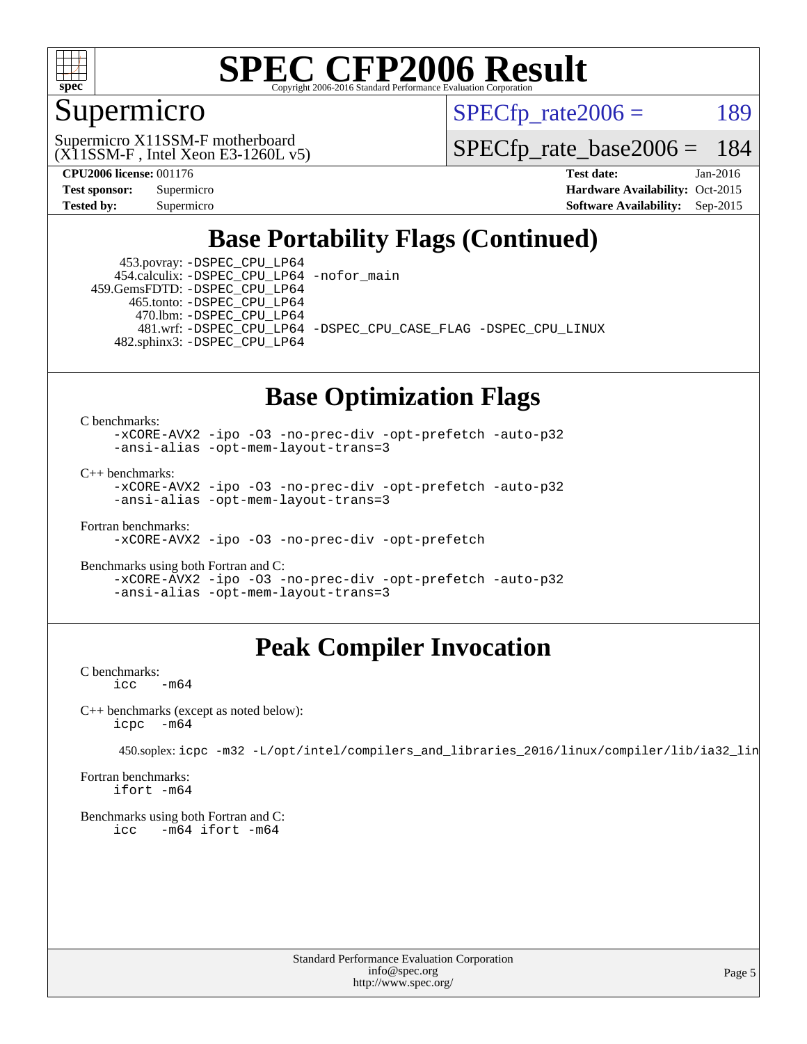# SPEC CFP2006 Result

Copyright 2006-2016 Standard Performance Evaluation Corporation

## Supermicro

Supermicro X11SSM-F motherboard
(X11SSM-F , Intel Xeon E3-1260L v5)

SPECfp_rate2006 = 189

SPECfp_rate_base2006 = 184

| | | | |
|---|---|---|---|
| **CPU2006 license:** | 001176 | **Test date:** | Jan-2016 |
| **Test sponsor:** | Supermicro | **Hardware Availability:** | Oct-2015 |
| **Tested by:** | Supermicro | **Software Availability:** | Sep-2015 |

## Base Portability Flags (Continued)

453.povray: -DSPEC_CPU_LP64
454.calculix: -DSPEC_CPU_LP64 -nofor_main
459.GemsFDTD: -DSPEC_CPU_LP64
465.tonto: -DSPEC_CPU_LP64
470.lbm: -DSPEC_CPU_LP64
481.wrf: -DSPEC_CPU_LP64 -DSPEC_CPU_CASE_FLAG -DSPEC_CPU_LINUX
482.sphinx3: -DSPEC_CPU_LP64

## Base Optimization Flags

C benchmarks:

```
-xCORE-AVX2 -ipo -O3 -no-prec-div -opt-prefetch -auto-p32
-ansi-alias -opt-mem-layout-trans=3
```

C++ benchmarks:

```
-xCORE-AVX2 -ipo -O3 -no-prec-div -opt-prefetch -auto-p32
-ansi-alias -opt-mem-layout-trans=3
```

Fortran benchmarks:

```
-xCORE-AVX2 -ipo -O3 -no-prec-div -opt-prefetch
```

Benchmarks using both Fortran and C:

```
-xCORE-AVX2 -ipo -O3 -no-prec-div -opt-prefetch -auto-p32
-ansi-alias -opt-mem-layout-trans=3
```

## Peak Compiler Invocation

C benchmarks:

```
icc   -m64
```

C++ benchmarks (except as noted below):

```
icpc  -m64
```

450.soplex: icpc -m32 -L/opt/intel/compilers_and_libraries_2016/linux/compiler/lib/ia32_lin

Fortran benchmarks:

```
ifort -m64
```

Benchmarks using both Fortran and C:

```
icc   -m64 ifort -m64
```

Standard Performance Evaluation Corporation
info@spec.org
http://www.spec.org/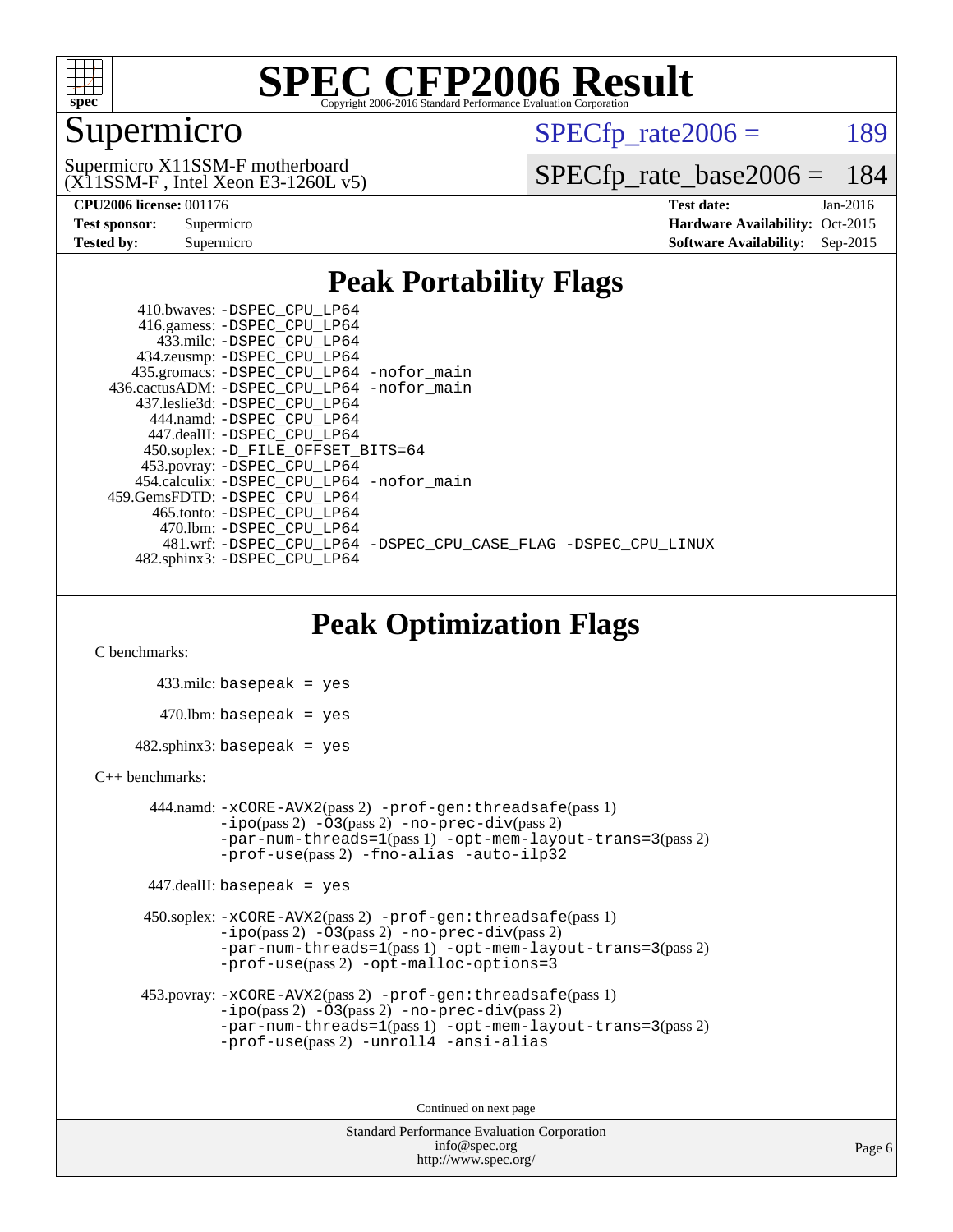# SPEC CFP2006 Result

Copyright 2006-2016 Standard Performance Evaluation Corporation

## Supermicro

Supermicro X11SSM-F motherboard
(X11SSM-F , Intel Xeon E3-1260L v5)

SPECfp_rate2006 = 189

SPECfp_rate_base2006 = 184

| | | | |
|---|---|---|---|
| **CPU2006 license:** | 001176 | **Test date:** | Jan-2016 |
| **Test sponsor:** | Supermicro | **Hardware Availability:** | Oct-2015 |
| **Tested by:** | Supermicro | **Software Availability:** | Sep-2015 |

## Peak Portability Flags

410.bwaves: -DSPEC_CPU_LP64
416.gamess: -DSPEC_CPU_LP64
433.milc: -DSPEC_CPU_LP64
434.zeusmp: -DSPEC_CPU_LP64
435.gromacs: -DSPEC_CPU_LP64 -nofor_main
436.cactusADM: -DSPEC_CPU_LP64 -nofor_main
437.leslie3d: -DSPEC_CPU_LP64
444.namd: -DSPEC_CPU_LP64
447.dealII: -DSPEC_CPU_LP64
450.soplex: -D_FILE_OFFSET_BITS=64
453.povray: -DSPEC_CPU_LP64
454.calculix: -DSPEC_CPU_LP64 -nofor_main
459.GemsFDTD: -DSPEC_CPU_LP64
465.tonto: -DSPEC_CPU_LP64
470.lbm: -DSPEC_CPU_LP64
481.wrf: -DSPEC_CPU_LP64 -DSPEC_CPU_CASE_FLAG -DSPEC_CPU_LINUX
482.sphinx3: -DSPEC_CPU_LP64

## Peak Optimization Flags

C benchmarks:

433.milc: basepeak = yes

470.lbm: basepeak = yes

482.sphinx3: basepeak = yes

C++ benchmarks:

444.namd: -xCORE-AVX2(pass 2) -prof-gen:threadsafe(pass 1) -ipo(pass 2) -O3(pass 2) -no-prec-div(pass 2) -par-num-threads=1(pass 1) -opt-mem-layout-trans=3(pass 2) -prof-use(pass 2) -fno-alias -auto-ilp32

447.dealII: basepeak = yes

450.soplex: -xCORE-AVX2(pass 2) -prof-gen:threadsafe(pass 1) -ipo(pass 2) -O3(pass 2) -no-prec-div(pass 2) -par-num-threads=1(pass 1) -opt-mem-layout-trans=3(pass 2) -prof-use(pass 2) -opt-malloc-options=3

453.povray: -xCORE-AVX2(pass 2) -prof-gen:threadsafe(pass 1) -ipo(pass 2) -O3(pass 2) -no-prec-div(pass 2) -par-num-threads=1(pass 1) -opt-mem-layout-trans=3(pass 2) -prof-use(pass 2) -unroll4 -ansi-alias

Continued on next page

Standard Performance Evaluation Corporation
info@spec.org
http://www.spec.org/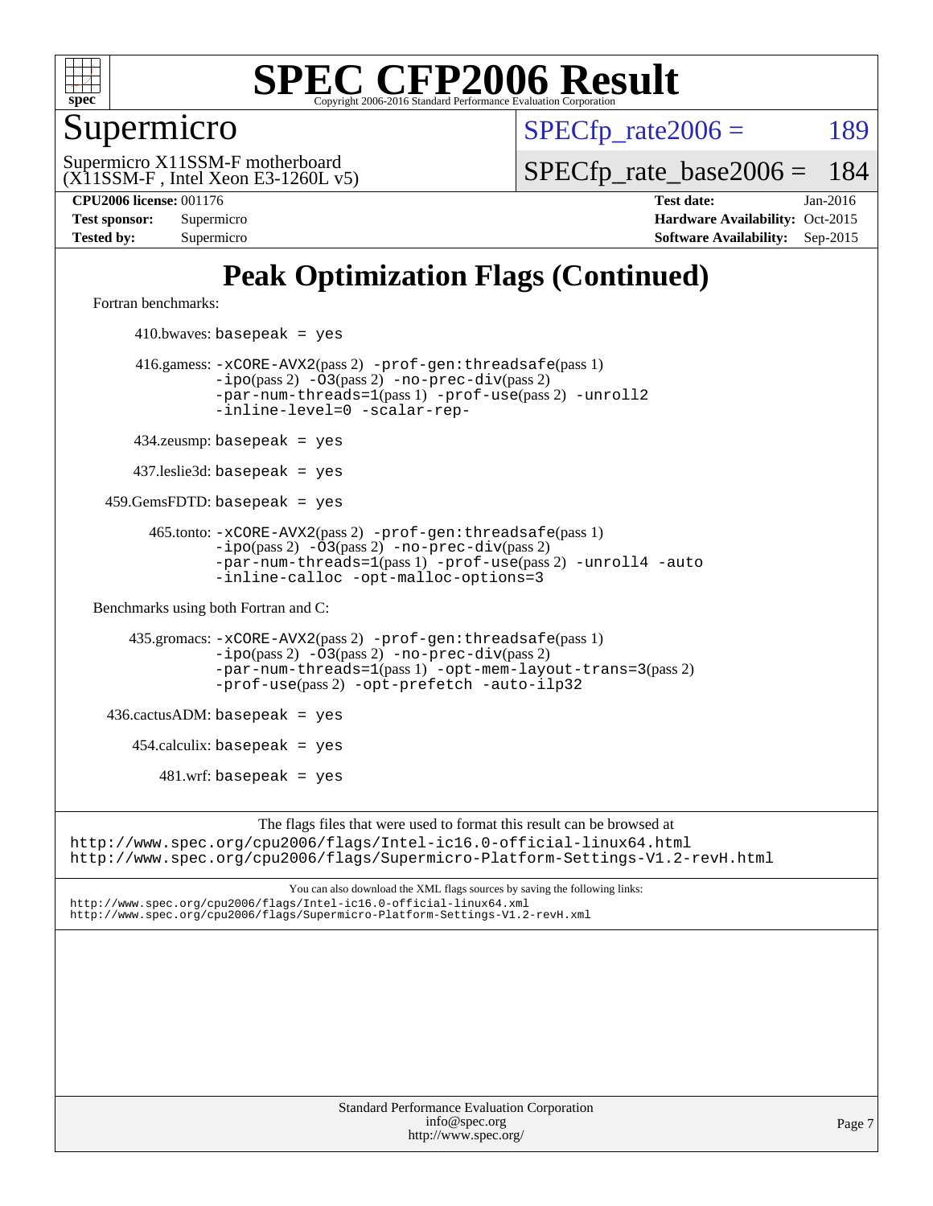# Peak Optimization Flags (Continued)

Fortran benchmarks:

410.bwaves: `basepeak = yes`

416.gamess: `-xCORE-AVX2`(pass 2) `-prof-gen:threadsafe`(pass 1) `-ipo`(pass 2) `-O3`(pass 2) `-no-prec-div`(pass 2) `-par-num-threads=1`(pass 1) `-prof-use`(pass 2) `-unroll2` `-inline-level=0` `-scalar-rep-`

434.zeusmp: `basepeak = yes`

437.leslie3d: `basepeak = yes`

459.GemsFDTD: `basepeak = yes`

465.tonto: `-xCORE-AVX2`(pass 2) `-prof-gen:threadsafe`(pass 1) `-ipo`(pass 2) `-O3`(pass 2) `-no-prec-div`(pass 2) `-par-num-threads=1`(pass 1) `-prof-use`(pass 2) `-unroll4` `-auto` `-inline-calloc` `-opt-malloc-options=3`

Benchmarks using both Fortran and C:

435.gromacs: `-xCORE-AVX2`(pass 2) `-prof-gen:threadsafe`(pass 1) `-ipo`(pass 2) `-O3`(pass 2) `-no-prec-div`(pass 2) `-par-num-threads=1`(pass 1) `-opt-mem-layout-trans=3`(pass 2) `-prof-use`(pass 2) `-opt-prefetch` `-auto-ilp32`

436.cactusADM: `basepeak = yes`

454.calculix: `basepeak = yes`

481.wrf: `basepeak = yes`

The flags files that were used to format this result can be browsed at
http://www.spec.org/cpu2006/flags/Intel-ic16.0-official-linux64.html
http://www.spec.org/cpu2006/flags/Supermicro-Platform-Settings-V1.2-revH.html

You can also download the XML flags sources by saving the following links:
http://www.spec.org/cpu2006/flags/Intel-ic16.0-official-linux64.xml
http://www.spec.org/cpu2006/flags/Supermicro-Platform-Settings-V1.2-revH.xml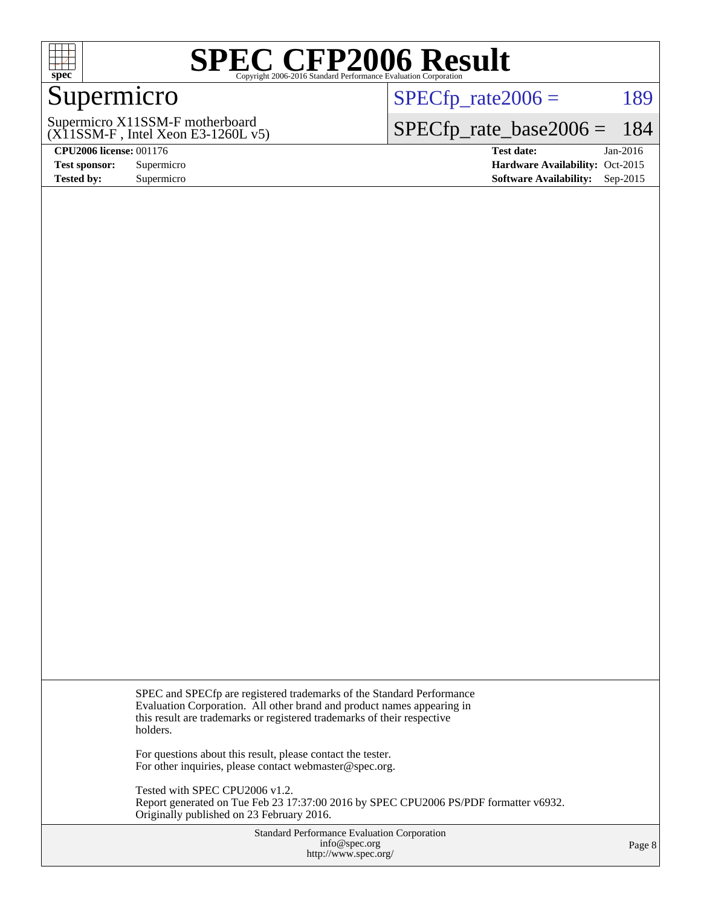SPEC and SPECfp are registered trademarks of the Standard Performance Evaluation Corporation. All other brand and product names appearing in this result are trademarks or registered trademarks of their respective holders.

For questions about this result, please contact the tester.
For other inquiries, please contact webmaster@spec.org.

Tested with SPEC CPU2006 v1.2.
Report generated on Tue Feb 23 17:37:00 2016 by SPEC CPU2006 PS/PDF formatter v6932.
Originally published on 23 February 2016.